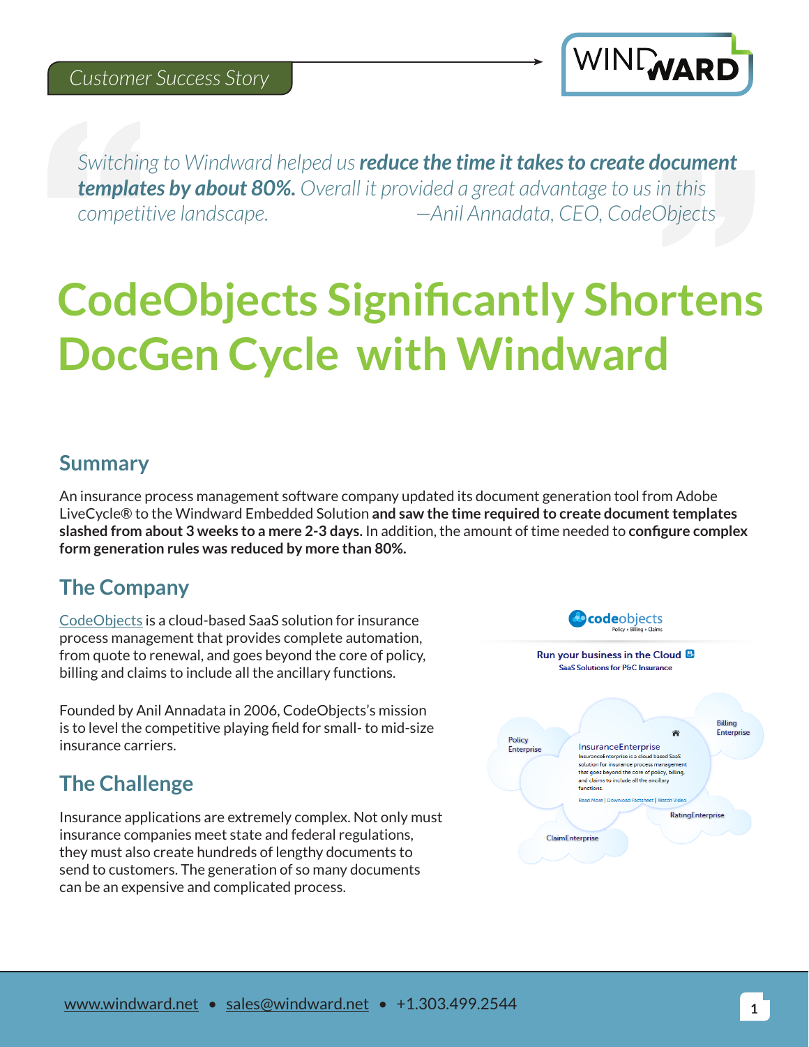Customer Success Story

> *Switching to Windward helped us **reduce the time it takes to create document templates by about 80%.** Overall it provided a great advantage to us in this competitive landscape.* —*Anil Annadata, CEO, CodeObjects*

# CodeObjects Significantly Shortens DocGen Cycle with Windward

## Summary

An insurance process management software company updated its document generation tool from Adobe LiveCycle® to the Windward Embedded Solution **and saw the time required to create document templates slashed from about 3 weeks to a mere 2-3 days.** In addition, the amount of time needed to **configure complex form generation rules was reduced by more than 80%.**

## The Company

CodeObjects is a cloud-based SaaS solution for insurance process management that provides complete automation, from quote to renewal, and goes beyond the core of policy, billing and claims to include all the ancillary functions.

Founded by Anil Annadata in 2006, CodeObjects's mission is to level the competitive playing field for small- to mid-size insurance carriers.

## The Challenge

Insurance applications are extremely complex. Not only must insurance companies meet state and federal regulations, they must also create hundreds of lengthy documents to send to customers. The generation of so many documents can be an expensive and complicated process.

www.windward.net • sales@windward.net • +1.303.499.2544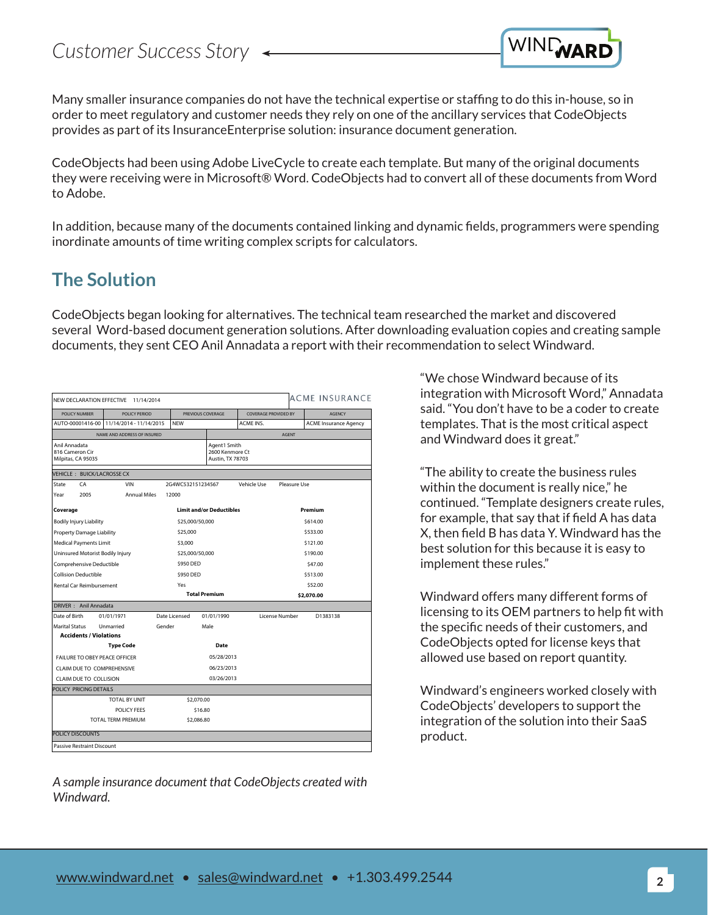Many smaller insurance companies do not have the technical expertise or staffing to do this in-house, so in order to meet regulatory and customer needs they rely on one of the ancillary services that CodeObjects provides as part of its InsuranceEnterprise solution: insurance document generation.

CodeObjects had been using Adobe LiveCycle to create each template. But many of the original documents they were receiving were in Microsoft® Word. CodeObjects had to convert all of these documents from Word to Adobe.

In addition, because many of the documents contained linking and dynamic fields, programmers were spending inordinate amounts of time writing complex scripts for calculators.

## The Solution

CodeObjects began looking for alternatives. The technical team researched the market and discovered several Word-based document generation solutions. After downloading evaluation copies and creating sample documents, they sent CEO Anil Annadata a report with their recommendation to select Windward.

NEW DECLARATION EFFECTIVE 11/14/2014 — ACME INSURANCE

| POLICY NUMBER | POLICY PERIOD | PREVIOUS COVERAGE | COVERAGE PROVIDED BY | AGENCY |
|---|---|---|---|---|
| AUTO-00001416-00 | 11/14/2014 - 11/14/2015 | NEW | ACME INS. | ACME Insurance Agency |

| NAME AND ADDRESS OF INSURED | AGENT |
|---|---|
| Anil Annadata<br>816 Cameron Cir<br>Milpitas, CA 95035 | Agent1 Smith<br>2600 Kenmore Ct<br>Austin, TX 78703 |

VEHICLE : BUICK/LACROSSE CX

| | | | | | |
|---|---|---|---|---|---|
| State | CA | VIN | 2G4WC532151234567 | Vehicle Use | Pleasure Use |
| Year | 2005 | Annual Miles | 12000 | | |

| Coverage | Limit and/or Deductibles | Premium |
|---|---|---|
| Bodily Injury Liability | $25,000/50,000 | $614.00 |
| Property Damage Liability | $25,000 | $533.00 |
| Medical Payments Limit | $3,000 | $121.00 |
| Uninsured Motorist Bodily Injury | $25,000/50,000 | $190.00 |
| Comprehensive Deductible | $950 DED | $47.00 |
| Collision Deductible | $950 DED | $513.00 |
| Rental Car Reimbursement | Yes | $52.00 |
| | **Total Premium** | **$2,070.00** |

DRIVER : Anil Annadata

| | | | | | |
|---|---|---|---|---|---|
| Date of Birth | 01/01/1971 | Date Licensed | 01/01/1990 | License Number | D1383138 |
| Marital Status | Unmarried | Gender | Male | | |

**Accidents / Violations**

| Type Code | Date |
|---|---|
| FAILURE TO OBEY PEACE OFFICER | 05/28/2013 |
| CLAIM DUE TO COMPREHENSIVE | 06/23/2013 |
| CLAIM DUE TO COLLISION | 03/26/2013 |

POLICY PRICING DETAILS

| | |
|---|---|
| TOTAL BY UNIT | $2,070.00 |
| POLICY FEES | $16.80 |
| TOTAL TERM PREMIUM | $2,086.80 |

POLICY DISCOUNTS

Passive Restraint Discount

*A sample insurance document that CodeObjects created with Windward.*

"We chose Windward because of its integration with Microsoft Word," Annadata said. "You don't have to be a coder to create templates. That is the most critical aspect and Windward does it great."

"The ability to create the business rules within the document is really nice," he continued. "Template designers create rules, for example, that say that if field A has data X, then field B has data Y. Windward has the best solution for this because it is easy to implement these rules."

Windward offers many different forms of licensing to its OEM partners to help fit with the specific needs of their customers, and CodeObjects opted for license keys that allowed use based on report quantity.

Windward's engineers worked closely with CodeObjects' developers to support the integration of the solution into their SaaS product.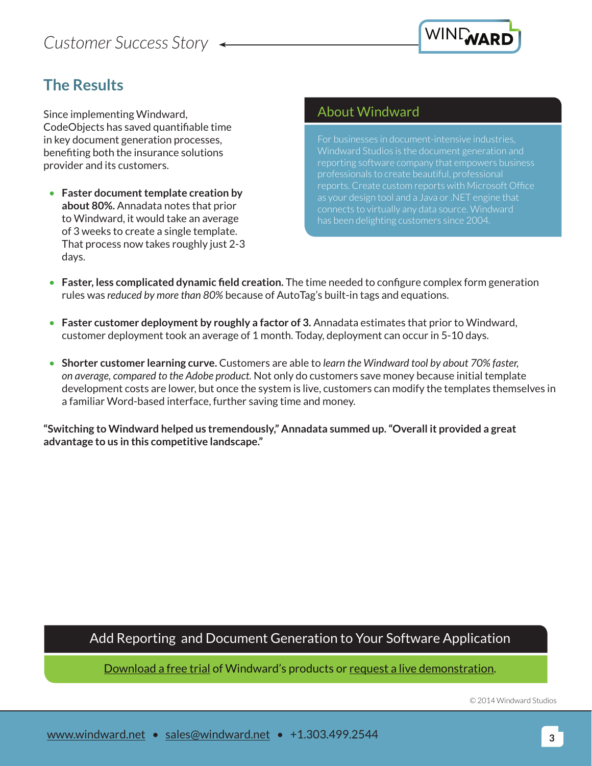## The Results

Since implementing Windward, CodeObjects has saved quantifiable time in key document generation processes, benefiting both the insurance solutions provider and its customers.

- **Faster document template creation by about 80%.** Annadata notes that prior to Windward, it would take an average of 3 weeks to create a single template. That process now takes roughly just 2-3 days.
- **Faster, less complicated dynamic field creation.** The time needed to configure complex form generation rules was *reduced by more than 80%* because of AutoTag's built-in tags and equations.
- **Faster customer deployment by roughly a factor of 3.** Annadata estimates that prior to Windward, customer deployment took an average of 1 month. Today, deployment can occur in 5-10 days.
- **Shorter customer learning curve.** Customers are able to *learn the Windward tool by about 70% faster, on average, compared to the Adobe product.* Not only do customers save money because initial template development costs are lower, but once the system is live, customers can modify the templates themselves in a familiar Word-based interface, further saving time and money.

**"Switching to Windward helped us tremendously," Annadata summed up. "Overall it provided a great advantage to us in this competitive landscape."**

### About Windward

For businesses in document-intensive industries, Windward Studios is the document generation and reporting software company that empowers business professionals to create beautiful, professional reports. Create custom reports with Microsoft Office as your design tool and a Java or .NET engine that connects to virtually any data source. Windward has been delighting customers since 2004.

### Add Reporting and Document Generation to Your Software Application

Download a free trial of Windward's products or request a live demonstration.

© 2014 Windward Studios

www.windward.net • sales@windward.net • +1.303.499.2544